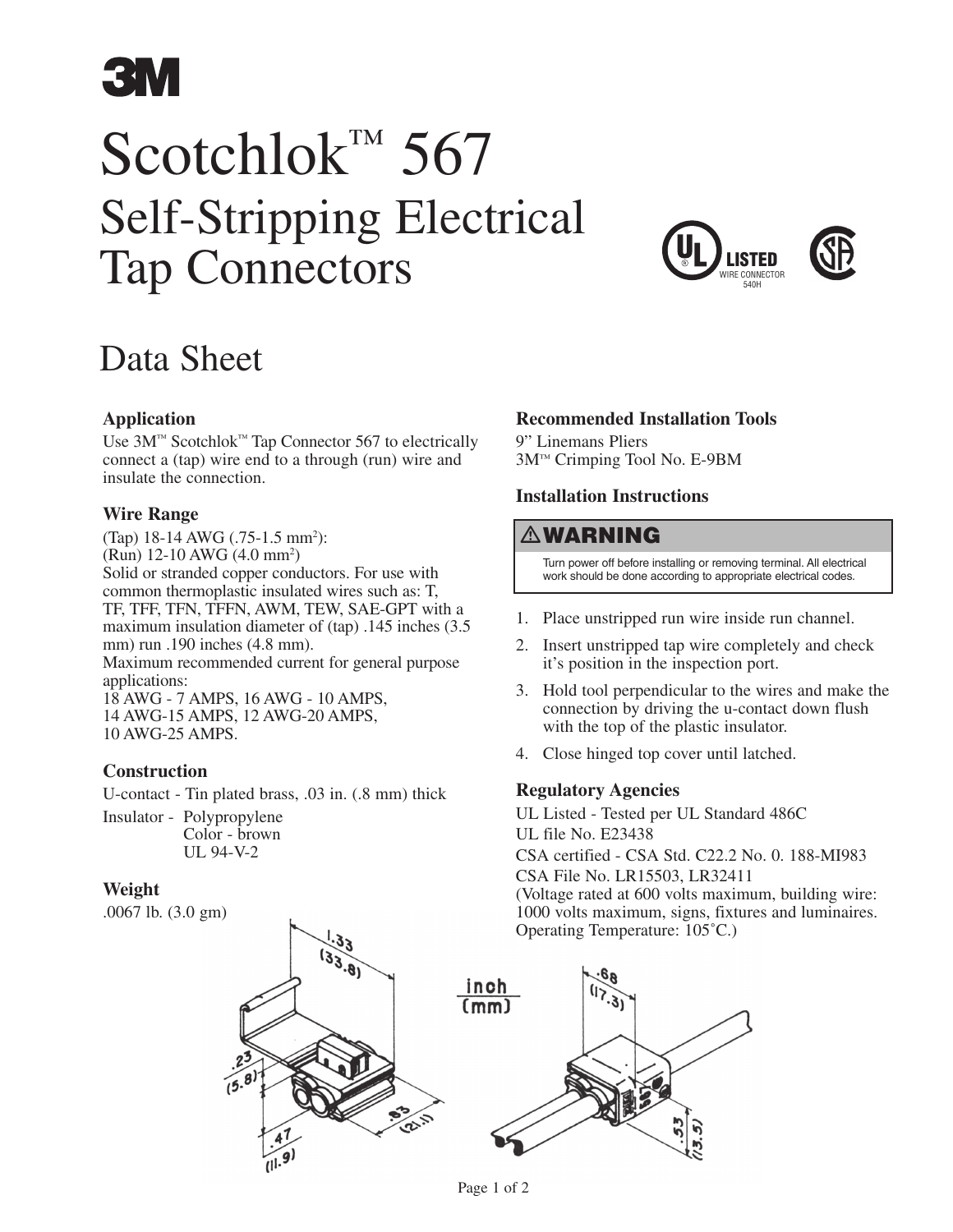# Scotchlok™ 567

## Self-Stripping Electrical Tap Connectors

UL LISTED WIRE CONNECTOR 540H

## Data Sheet

### Application

Use 3M™ Scotchlok™ Tap Connector 567 to electrically connect a (tap) wire end to a through (run) wire and insulate the connection.

### Wire Range

(Tap) 18-14 AWG (.75-1.5 mm$^2$):
(Run) 12-10 AWG (4.0 mm$^2$)
Solid or stranded copper conductors. For use with common thermoplastic insulated wires such as: T, TF, TFF, TFN, TFFN, AWM, TEW, SAE-GPT with a maximum insulation diameter of (tap) .145 inches (3.5 mm) run .190 inches (4.8 mm).
Maximum recommended current for general purpose applications:
18 AWG - 7 AMPS, 16 AWG - 10 AMPS,
14 AWG-15 AMPS, 12 AWG-20 AMPS,
10 AWG-25 AMPS.

### Construction

U-contact - Tin plated brass, .03 in. (.8 mm) thick

Insulator - Polypropylene
Color - brown
UL 94-V-2

### Weight

.0067 lb. (3.0 gm)

### Recommended Installation Tools

9" Linemans Pliers
3M™ Crimping Tool No. E-9BM

### Installation Instructions

**⚠WARNING**

Turn power off before installing or removing terminal. All electrical work should be done according to appropriate electrical codes.

1. Place unstripped run wire inside run channel.
2. Insert unstripped tap wire completely and check it's position in the inspection port.
3. Hold tool perpendicular to the wires and make the connection by driving the u-contact down flush with the top of the plastic insulator.
4. Close hinged top cover until latched.

### Regulatory Agencies

UL Listed - Tested per UL Standard 486C
UL file No. E23438
CSA certified - CSA Std. C22.2 No. 0. 188-MI983
CSA File No. LR15503, LR32411
(Voltage rated at 600 volts maximum, building wire: 1000 volts maximum, signs, fixtures and luminaires. Operating Temperature: 105˚C.)

inch (mm)

1.33 (33.8) · .23 (5.8) · .47 (11.9) · .83 (21.1) · .68 (17.3) · .53 (13.5)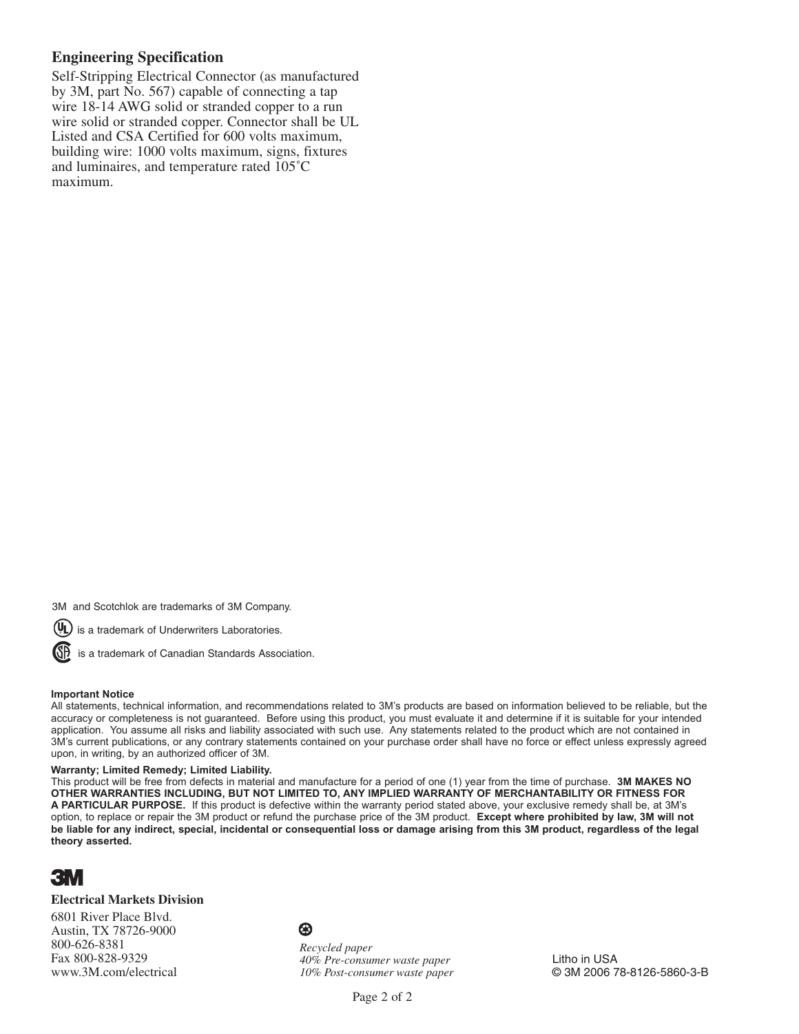## Engineering Specification

Self-Stripping Electrical Connector (as manufactured by 3M, part No. 567) capable of connecting a tap wire 18-14 AWG solid or stranded copper to a run wire solid or stranded copper. Connector shall be UL Listed and CSA Certified for 600 volts maximum, building wire: 1000 volts maximum, signs, fixtures and luminaires, and temperature rated 105˚C maximum.

3M and Scotchlok are trademarks of 3M Company.

UL is a trademark of Underwriters Laboratories.

CSA is a trademark of Canadian Standards Association.

**Important Notice**

All statements, technical information, and recommendations related to 3M's products are based on information believed to be reliable, but the accuracy or completeness is not guaranteed. Before using this product, you must evaluate it and determine if it is suitable for your intended application. You assume all risks and liability associated with such use. Any statements related to the product which are not contained in 3M's current publications, or any contrary statements contained on your purchase order shall have no force or effect unless expressly agreed upon, in writing, by an authorized officer of 3M.

**Warranty; Limited Remedy; Limited Liability.**

This product will be free from defects in material and manufacture for a period of one (1) year from the time of purchase. **3M MAKES NO OTHER WARRANTIES INCLUDING, BUT NOT LIMITED TO, ANY IMPLIED WARRANTY OF MERCHANTABILITY OR FITNESS FOR A PARTICULAR PURPOSE.** If this product is defective within the warranty period stated above, your exclusive remedy shall be, at 3M's option, to replace or repair the 3M product or refund the purchase price of the 3M product. **Except where prohibited by law, 3M will not be liable for any indirect, special, incidental or consequential loss or damage arising from this 3M product, regardless of the legal theory asserted.**

**3M**

**Electrical Markets Division**

6801 River Place Blvd.
Austin, TX 78726-9000
800-626-8381
Fax 800-828-9329
www.3M.com/electrical

*Recycled paper*
*40% Pre-consumer waste paper*
*10% Post-consumer waste paper*

Litho in USA
© 3M 2006 78-8126-5860-3-B